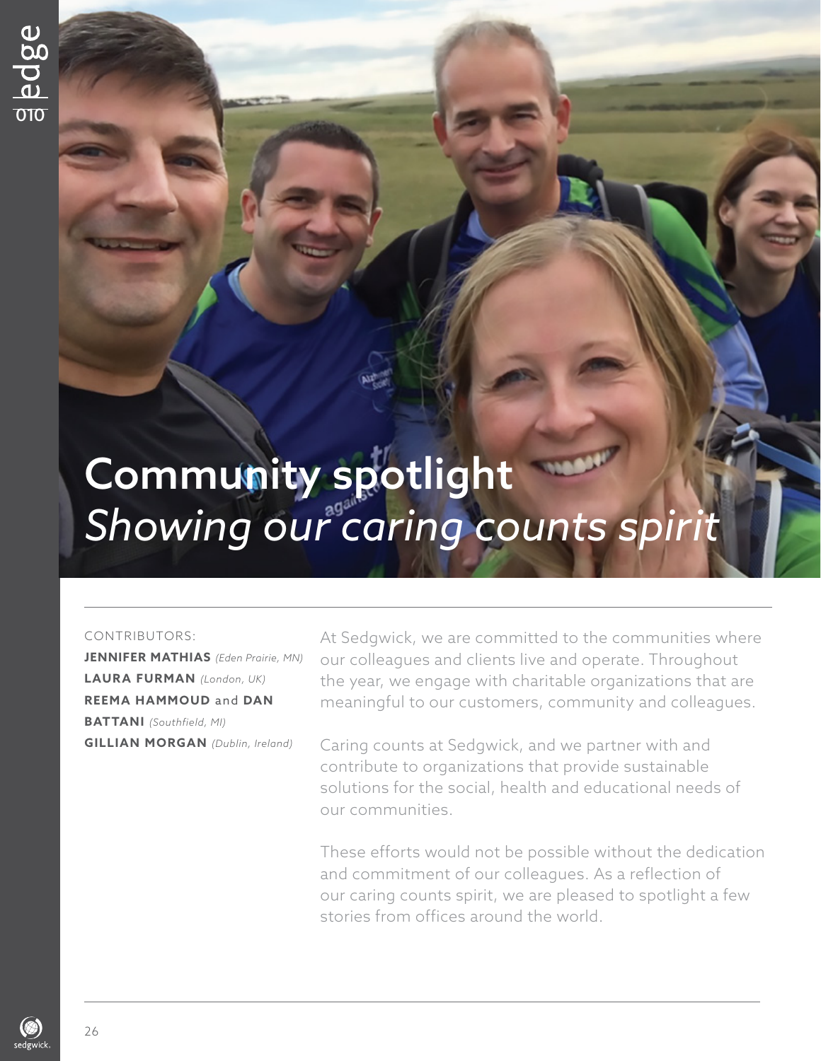# Community spotlight
## *Showing our caring counts spirit*

CONTRIBUTORS:
**JENNIFER MATHIAS** *(Eden Prairie, MN)*
**LAURA FURMAN** *(London, UK)*
**REEMA HAMMOUD** and **DAN BATTANI** *(Southfield, MI)*
**GILLIAN MORGAN** *(Dublin, Ireland)*

At Sedgwick, we are committed to the communities where our colleagues and clients live and operate. Throughout the year, we engage with charitable organizations that are meaningful to our customers, community and colleagues.

Caring counts at Sedgwick, and we partner with and contribute to organizations that provide sustainable solutions for the social, health and educational needs of our communities.

These efforts would not be possible without the dedication and commitment of our colleagues. As a reflection of our caring counts spirit, we are pleased to spotlight a few stories from offices around the world.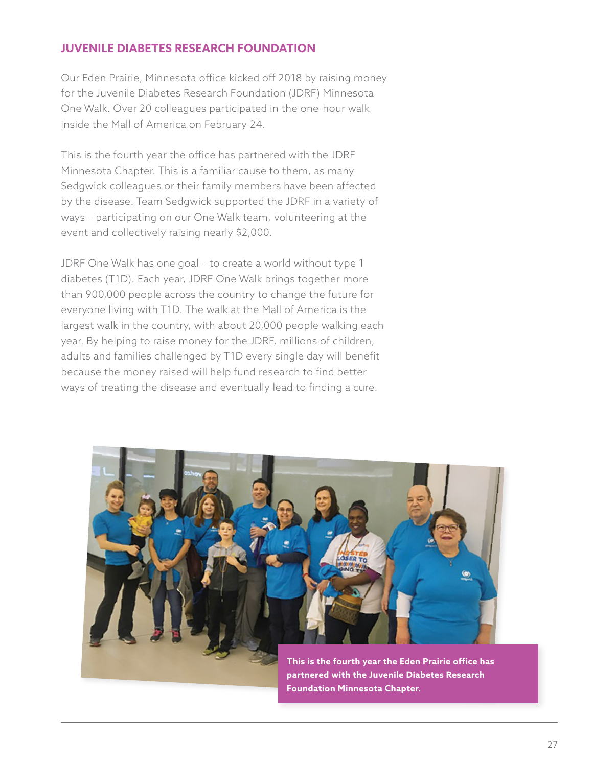## JUVENILE DIABETES RESEARCH FOUNDATION

Our Eden Prairie, Minnesota office kicked off 2018 by raising money for the Juvenile Diabetes Research Foundation (JDRF) Minnesota One Walk. Over 20 colleagues participated in the one-hour walk inside the Mall of America on February 24.

This is the fourth year the office has partnered with the JDRF Minnesota Chapter. This is a familiar cause to them, as many Sedgwick colleagues or their family members have been affected by the disease. Team Sedgwick supported the JDRF in a variety of ways – participating on our One Walk team, volunteering at the event and collectively raising nearly $2,000.

JDRF One Walk has one goal – to create a world without type 1 diabetes (T1D). Each year, JDRF One Walk brings together more than 900,000 people across the country to change the future for everyone living with T1D. The walk at the Mall of America is the largest walk in the country, with about 20,000 people walking each year. By helping to raise money for the JDRF, millions of children, adults and families challenged by T1D every single day will benefit because the money raised will help fund research to find better ways of treating the disease and eventually lead to finding a cure.

**This is the fourth year the Eden Prairie office has partnered with the Juvenile Diabetes Research Foundation Minnesota Chapter.**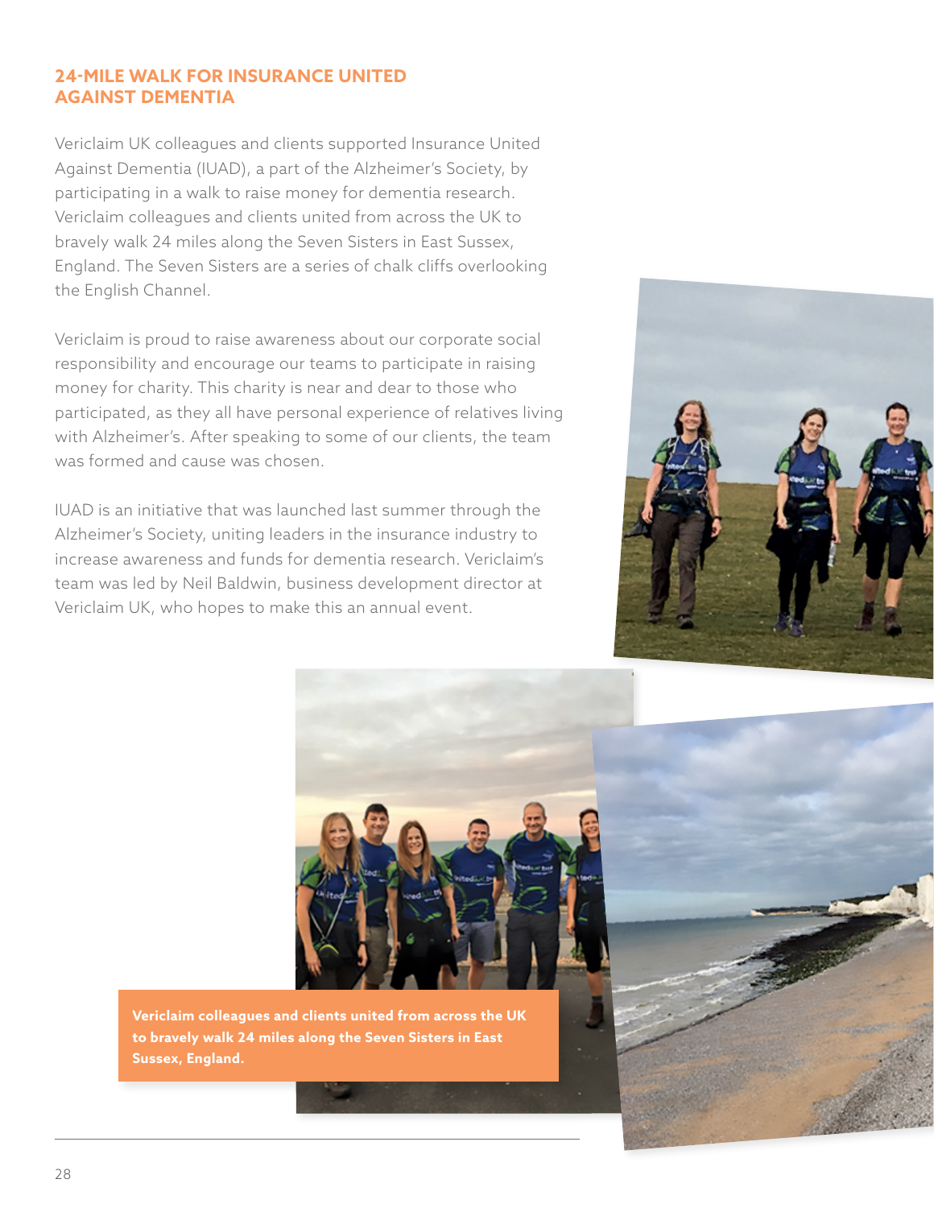## 24-MILE WALK FOR INSURANCE UNITED AGAINST DEMENTIA

Vericlaim UK colleagues and clients supported Insurance United Against Dementia (IUAD), a part of the Alzheimer's Society, by participating in a walk to raise money for dementia research. Vericlaim colleagues and clients united from across the UK to bravely walk 24 miles along the Seven Sisters in East Sussex, England. The Seven Sisters are a series of chalk cliffs overlooking the English Channel.

Vericlaim is proud to raise awareness about our corporate social responsibility and encourage our teams to participate in raising money for charity. This charity is near and dear to those who participated, as they all have personal experience of relatives living with Alzheimer's. After speaking to some of our clients, the team was formed and cause was chosen.

IUAD is an initiative that was launched last summer through the Alzheimer's Society, uniting leaders in the insurance industry to increase awareness and funds for dementia research. Vericlaim's team was led by Neil Baldwin, business development director at Vericlaim UK, who hopes to make this an annual event.

**Vericlaim colleagues and clients united from across the UK to bravely walk 24 miles along the Seven Sisters in East Sussex, England.**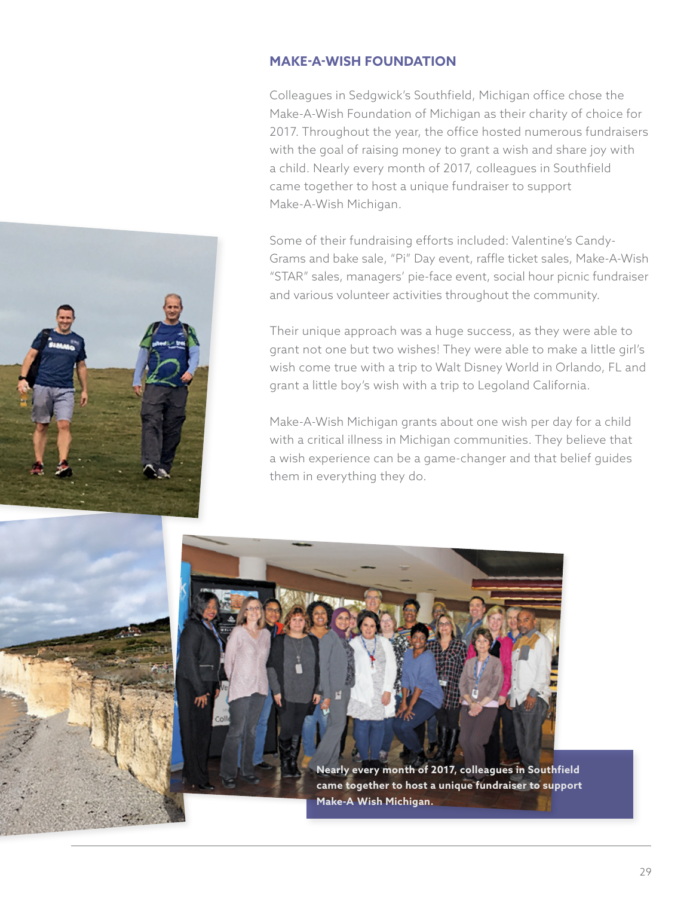## MAKE-A-WISH FOUNDATION

Colleagues in Sedgwick's Southfield, Michigan office chose the Make-A-Wish Foundation of Michigan as their charity of choice for 2017. Throughout the year, the office hosted numerous fundraisers with the goal of raising money to grant a wish and share joy with a child. Nearly every month of 2017, colleagues in Southfield came together to host a unique fundraiser to support Make-A-Wish Michigan.

Some of their fundraising efforts included: Valentine's Candy-Grams and bake sale, "Pi" Day event, raffle ticket sales, Make-A-Wish "STAR" sales, managers' pie-face event, social hour picnic fundraiser and various volunteer activities throughout the community.

Their unique approach was a huge success, as they were able to grant not one but two wishes! They were able to make a little girl's wish come true with a trip to Walt Disney World in Orlando, FL and grant a little boy's wish with a trip to Legoland California.

Make-A-Wish Michigan grants about one wish per day for a child with a critical illness in Michigan communities. They believe that a wish experience can be a game-changer and that belief guides them in everything they do.

**Nearly every month of 2017, colleagues in Southfield came together to host a unique fundraiser to support Make-A Wish Michigan.**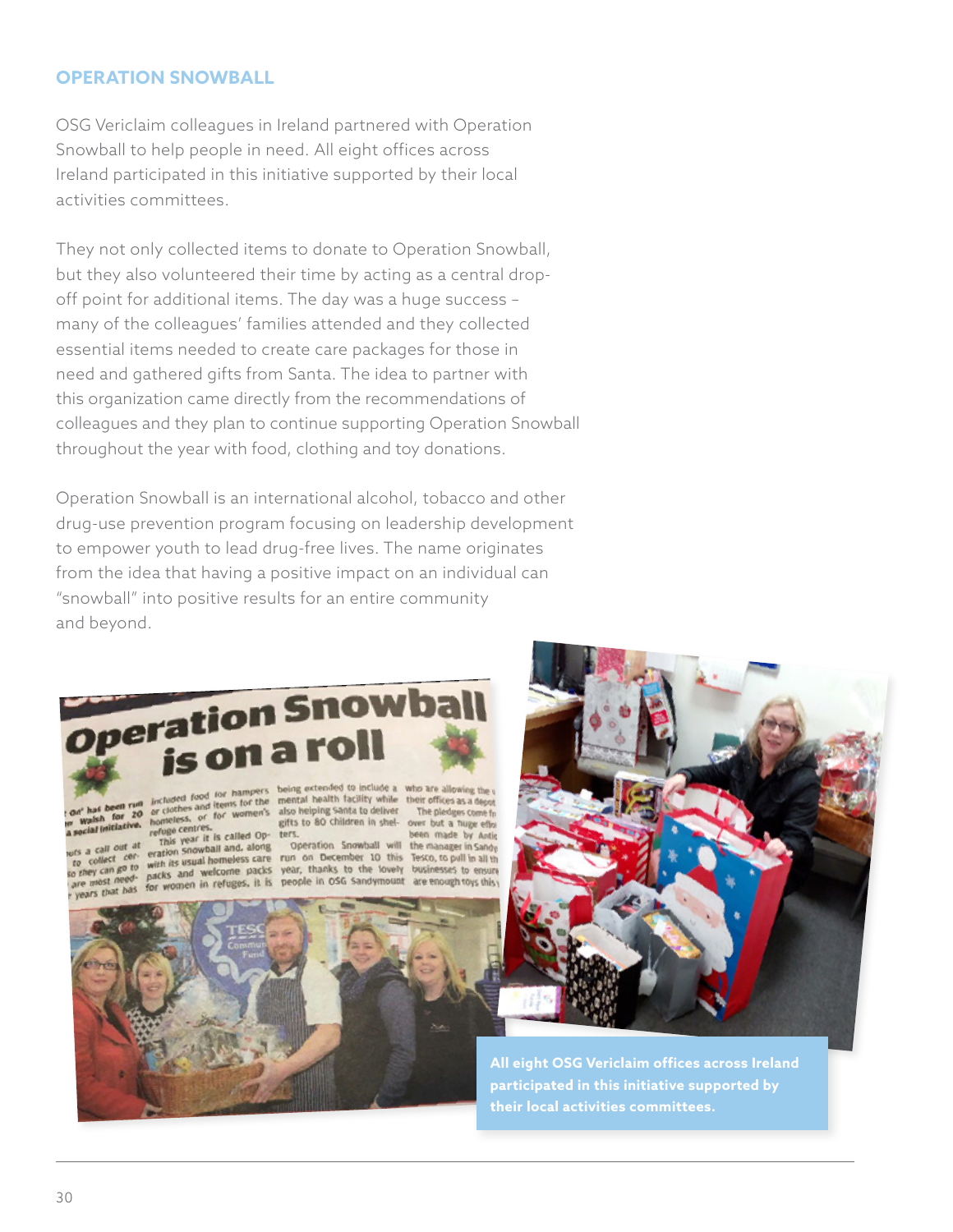## OPERATION SNOWBALL

OSG Vericlaim colleagues in Ireland partnered with Operation Snowball to help people in need. All eight offices across Ireland participated in this initiative supported by their local activities committees.

They not only collected items to donate to Operation Snowball, but they also volunteered their time by acting as a central drop-off point for additional items. The day was a huge success – many of the colleagues' families attended and they collected essential items needed to create care packages for those in need and gathered gifts from Santa. The idea to partner with this organization came directly from the recommendations of colleagues and they plan to continue supporting Operation Snowball throughout the year with food, clothing and toy donations.

Operation Snowball is an international alcohol, tobacco and other drug-use prevention program focusing on leadership development to empower youth to lead drug-free lives. The name originates from the idea that having a positive impact on an individual can "snowball" into positive results for an entire community and beyond.

All eight OSG Vericlaim offices across Ireland participated in this initiative supported by their local activities committees.